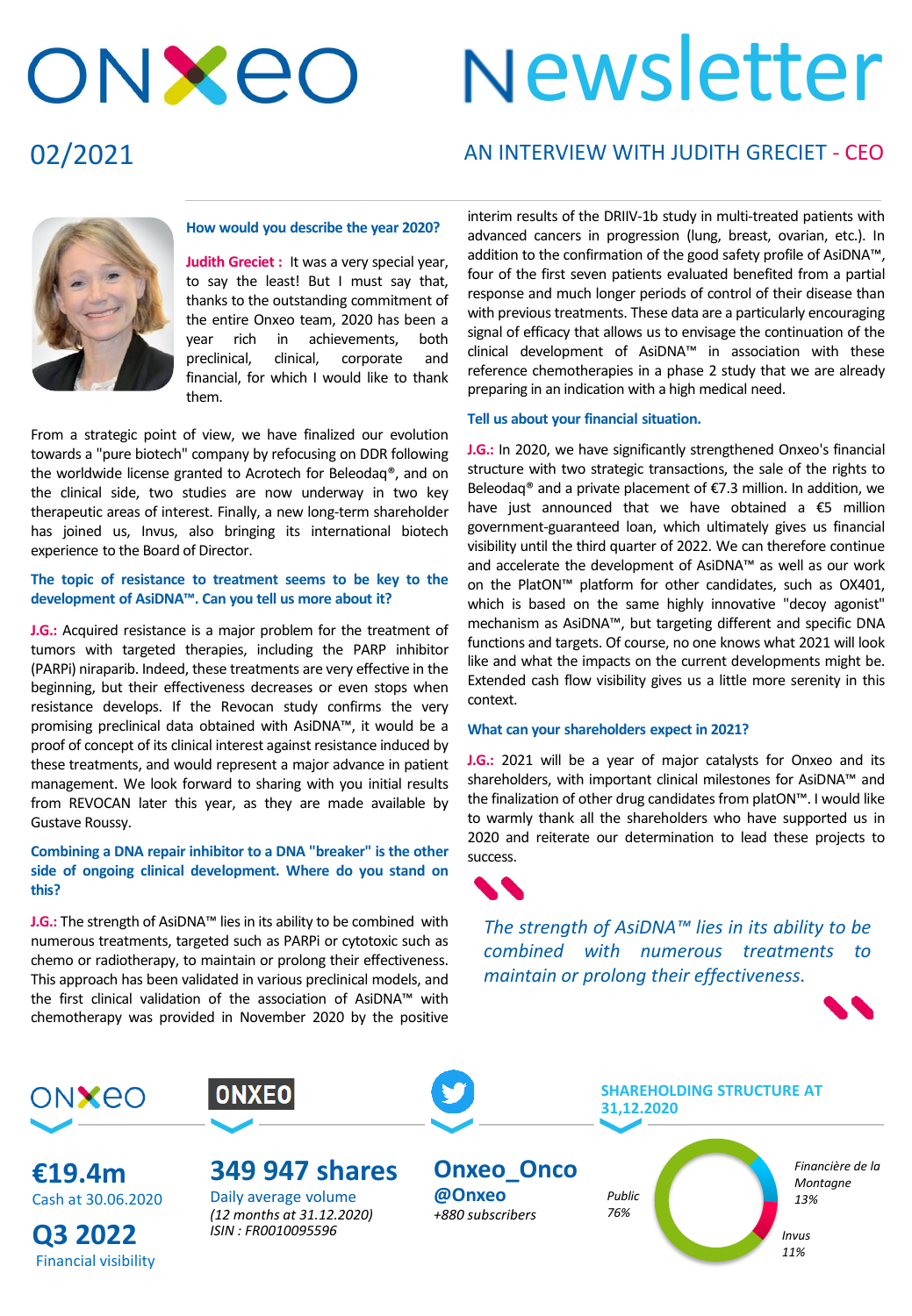# ONXEO Newsletter

02/2021

## AN INTERVIEW WITH JUDITH GRECIET - CEO

**How would you describe the year 2020?**

**Judith Greciet :** It was a very special year, to say the least! But I must say that, thanks to the outstanding commitment of the entire Onxeo team, 2020 has been a year rich in achievements, both preclinical, clinical, corporate and financial, for which I would like to thank them.

From a strategic point of view, we have finalized our evolution towards a "pure biotech" company by refocusing on DDR following the worldwide license granted to Acrotech for Beleodaq®, and on the clinical side, two studies are now underway in two key therapeutic areas of interest. Finally, a new long-term shareholder has joined us, Invus, also bringing its international biotech experience to the Board of Director.

**The topic of resistance to treatment seems to be key to the development of AsiDNA™. Can you tell us more about it?**

**J.G.:** Acquired resistance is a major problem for the treatment of tumors with targeted therapies, including the PARP inhibitor (PARPi) niraparib. Indeed, these treatments are very effective in the beginning, but their effectiveness decreases or even stops when resistance develops. If the Revocan study confirms the very promising preclinical data obtained with AsiDNA™, it would be a proof of concept of its clinical interest against resistance induced by these treatments, and would represent a major advance in patient management. We look forward to sharing with you initial results from REVOCAN later this year, as they are made available by Gustave Roussy.

**Combining a DNA repair inhibitor to a DNA "breaker" is the other side of ongoing clinical development. Where do you stand on this?**

**J.G.:** The strength of AsiDNA™ lies in its ability to be combined with numerous treatments, targeted such as PARPi or cytotoxic such as chemo or radiotherapy, to maintain or prolong their effectiveness. This approach has been validated in various preclinical models, and the first clinical validation of the association of AsiDNA™ with chemotherapy was provided in November 2020 by the positive interim results of the DRIIV-1b study in multi-treated patients with advanced cancers in progression (lung, breast, ovarian, etc.). In addition to the confirmation of the good safety profile of AsiDNA™, four of the first seven patients evaluated benefited from a partial response and much longer periods of control of their disease than with previous treatments. These data are a particularly encouraging signal of efficacy that allows us to envisage the continuation of the clinical development of AsiDNA™ in association with these reference chemotherapies in a phase 2 study that we are already preparing in an indication with a high medical need.

**Tell us about your financial situation.**

**J.G.:** In 2020, we have significantly strengthened Onxeo's financial structure with two strategic transactions, the sale of the rights to Beleodaq® and a private placement of €7.3 million. In addition, we have just announced that we have obtained a €5 million government-guaranteed loan, which ultimately gives us financial visibility until the third quarter of 2022. We can therefore continue and accelerate the development of AsiDNA™ as well as our work on the PlatON™ platform for other candidates, such as OX401, which is based on the same highly innovative "decoy agonist" mechanism as AsiDNA™, but targeting different and specific DNA functions and targets. Of course, no one knows what 2021 will look like and what the impacts on the current developments might be. Extended cash flow visibility gives us a little more serenity in this context.

**What can your shareholders expect in 2021?**

**J.G.:** 2021 will be a year of major catalysts for Onxeo and its shareholders, with important clinical milestones for AsiDNA™ and the finalization of other drug candidates from platON™. I would like to warmly thank all the shareholders who have supported us in 2020 and reiterate our determination to lead these projects to success.

> *The strength of AsiDNA™ lies in its ability to be combined with numerous treatments to maintain or prolong their effectiveness.*

---

**€19.4m**
Cash at 30.06.2020

**Q3 2022**
Financial visibility

**349 947 shares**
Daily average volume
*(12 months at 31.12.2020)*
*ISIN : FR0010095596*

**Onxeo_Onco**
**@Onxeo**
*+880 subscribers*

**SHAREHOLDING STRUCTURE AT 31,12.2020**

- *Public 76%*
- *Financière de la Montagne 13%*
- *Invus 11%*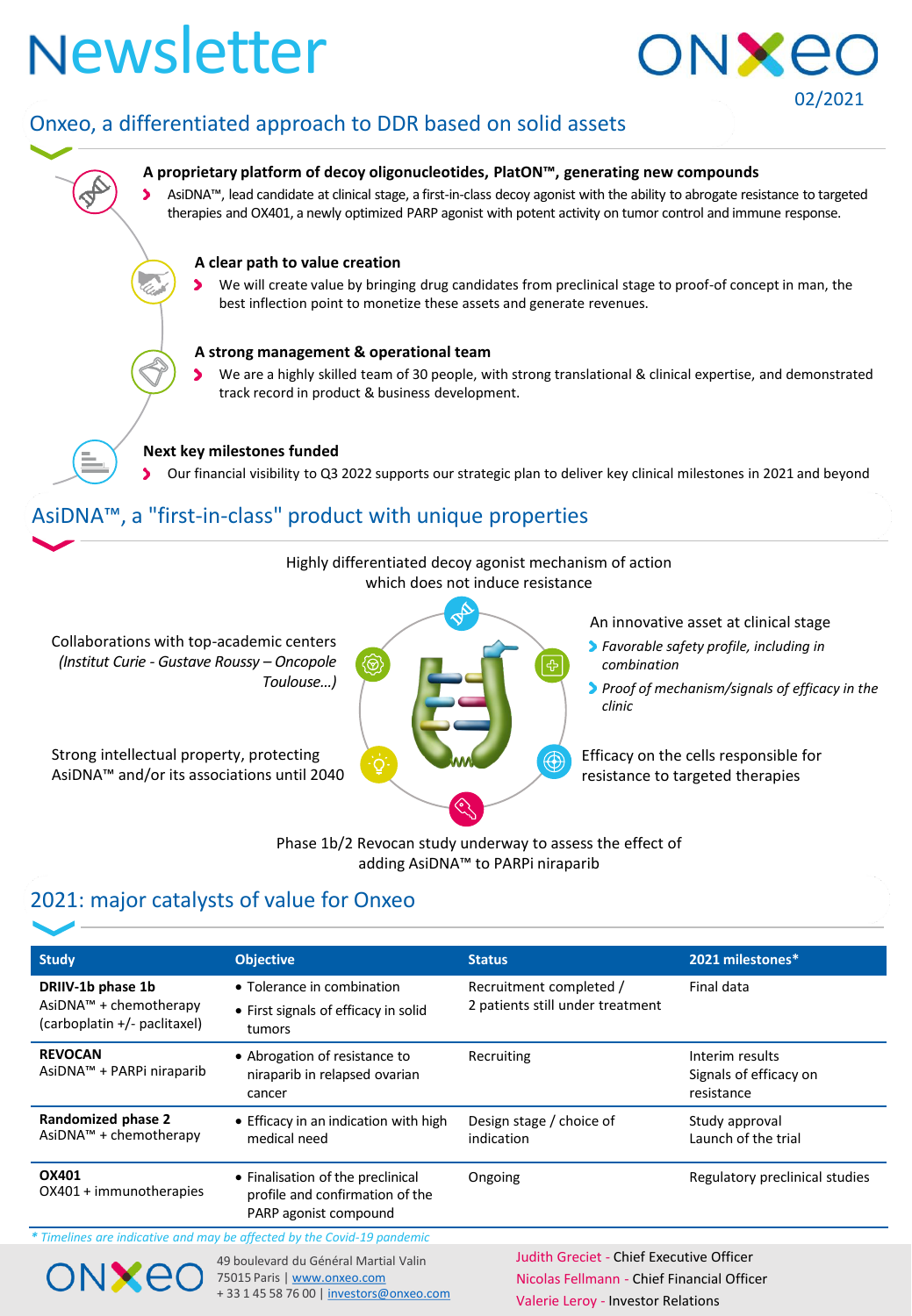# Newsletter

02/2021

## Onxeo, a differentiated approach to DDR based on solid assets

**A proprietary platform of decoy oligonucleotides, PlatON™, generating new compounds**

- AsiDNA™, lead candidate at clinical stage, a first-in-class decoy agonist with the ability to abrogate resistance to targeted therapies and OX401, a newly optimized PARP agonist with potent activity on tumor control and immune response.

**A clear path to value creation**

- We will create value by bringing drug candidates from preclinical stage to proof-of concept in man, the best inflection point to monetize these assets and generate revenues.

**A strong management & operational team**

- We are a highly skilled team of 30 people, with strong translational & clinical expertise, and demonstrated track record in product & business development.

**Next key milestones funded**

- Our financial visibility to Q3 2022 supports our strategic plan to deliver key clinical milestones in 2021 and beyond

## AsiDNA™, a "first-in-class" product with unique properties

Highly differentiated decoy agonist mechanism of action which does not induce resistance

Collaborations with top-academic centers *(Institut Curie - Gustave Roussy – Oncopole Toulouse…)*

Strong intellectual property, protecting AsiDNA™ and/or its associations until 2040

An innovative asset at clinical stage

- *Favorable safety profile, including in combination*
- *Proof of mechanism/signals of efficacy in the clinic*

Efficacy on the cells responsible for resistance to targeted therapies

Phase 1b/2 Revocan study underway to assess the effect of adding AsiDNA™ to PARPi niraparib

## 2021: major catalysts of value for Onxeo

| Study | Objective | Status | 2021 milestones* |
|---|---|---|---|
| **DRIIV-1b phase 1b** AsiDNA™ + chemotherapy (carboplatin +/- paclitaxel) | • Tolerance in combination • First signals of efficacy in solid tumors | Recruitment completed / 2 patients still under treatment | Final data |
| **REVOCAN** AsiDNA™ + PARPi niraparib | • Abrogation of resistance to niraparib in relapsed ovarian cancer | Recruiting | Interim results Signals of efficacy on resistance |
| **Randomized phase 2** AsiDNA™ + chemotherapy | • Efficacy in an indication with high medical need | Design stage / choice of indication | Study approval Launch of the trial |
| **OX401** OX401 + immunotherapies | • Finalisation of the preclinical profile and confirmation of the PARP agonist compound | Ongoing | Regulatory preclinical studies |

*\* Timelines are indicative and may be affected by the Covid-19 pandemic*

ONXEO

49 boulevard du Général Martial Valin
75015 Paris | www.onxeo.com
+ 33 1 45 58 76 00 | investors@onxeo.com

Judith Greciet - Chief Executive Officer
Nicolas Fellmann - Chief Financial Officer
Valerie Leroy - Investor Relations